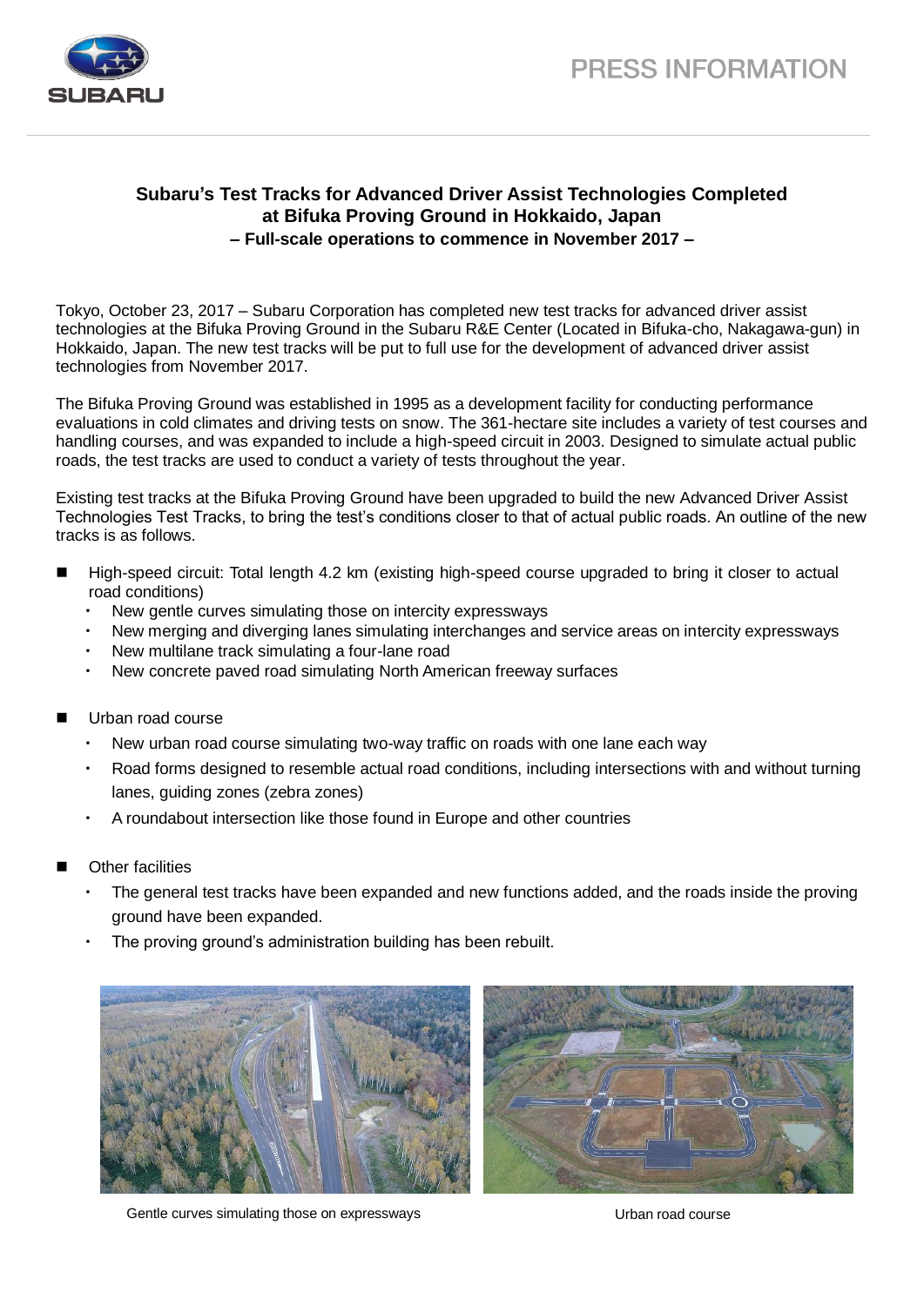PRESS INFORMATION

# Subaru's Test Tracks for Advanced Driver Assist Technologies Completed at Bifuka Proving Ground in Hokkaido, Japan

## – Full-scale operations to commence in November 2017 –

Tokyo, October 23, 2017 – Subaru Corporation has completed new test tracks for advanced driver assist technologies at the Bifuka Proving Ground in the Subaru R&E Center (Located in Bifuka-cho, Nakagawa-gun) in Hokkaido, Japan. The new test tracks will be put to full use for the development of advanced driver assist technologies from November 2017.

The Bifuka Proving Ground was established in 1995 as a development facility for conducting performance evaluations in cold climates and driving tests on snow. The 361-hectare site includes a variety of test courses and handling courses, and was expanded to include a high-speed circuit in 2003. Designed to simulate actual public roads, the test tracks are used to conduct a variety of tests throughout the year.

Existing test tracks at the Bifuka Proving Ground have been upgraded to build the new Advanced Driver Assist Technologies Test Tracks, to bring the test's conditions closer to that of actual public roads. An outline of the new tracks is as follows.

- High-speed circuit: Total length 4.2 km (existing high-speed course upgraded to bring it closer to actual road conditions)
  - New gentle curves simulating those on intercity expressways
  - New merging and diverging lanes simulating interchanges and service areas on intercity expressways
  - New multilane track simulating a four-lane road
  - New concrete paved road simulating North American freeway surfaces

- Urban road course
  - New urban road course simulating two-way traffic on roads with one lane each way
  - Road forms designed to resemble actual road conditions, including intersections with and without turning lanes, guiding zones (zebra zones)
  - A roundabout intersection like those found in Europe and other countries

- Other facilities
  - The general test tracks have been expanded and new functions added, and the roads inside the proving ground have been expanded.
  - The proving ground's administration building has been rebuilt.

Gentle curves simulating those on expressways

Urban road course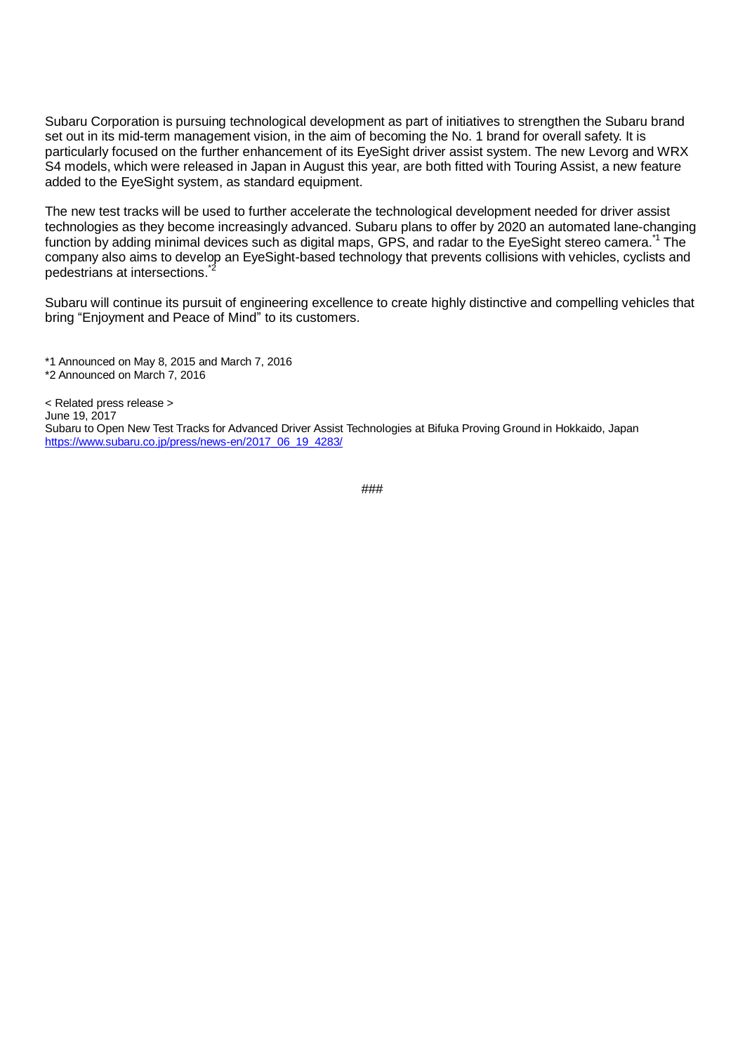Subaru Corporation is pursuing technological development as part of initiatives to strengthen the Subaru brand set out in its mid-term management vision, in the aim of becoming the No. 1 brand for overall safety. It is particularly focused on the further enhancement of its EyeSight driver assist system. The new Levorg and WRX S4 models, which were released in Japan in August this year, are both fitted with Touring Assist, a new feature added to the EyeSight system, as standard equipment.

The new test tracks will be used to further accelerate the technological development needed for driver assist technologies as they become increasingly advanced. Subaru plans to offer by 2020 an automated lane-changing function by adding minimal devices such as digital maps, GPS, and radar to the EyeSight stereo camera.[*1] The company also aims to develop an EyeSight-based technology that prevents collisions with vehicles, cyclists and pedestrians at intersections.[*2]

Subaru will continue its pursuit of engineering excellence to create highly distinctive and compelling vehicles that bring “Enjoyment and Peace of Mind” to its customers.

*1 Announced on May 8, 2015 and March 7, 2016
*2 Announced on March 7, 2016

< Related press release >
June 19, 2017
Subaru to Open New Test Tracks for Advanced Driver Assist Technologies at Bifuka Proving Ground in Hokkaido, Japan
https://www.subaru.co.jp/press/news-en/2017_06_19_4283/

###